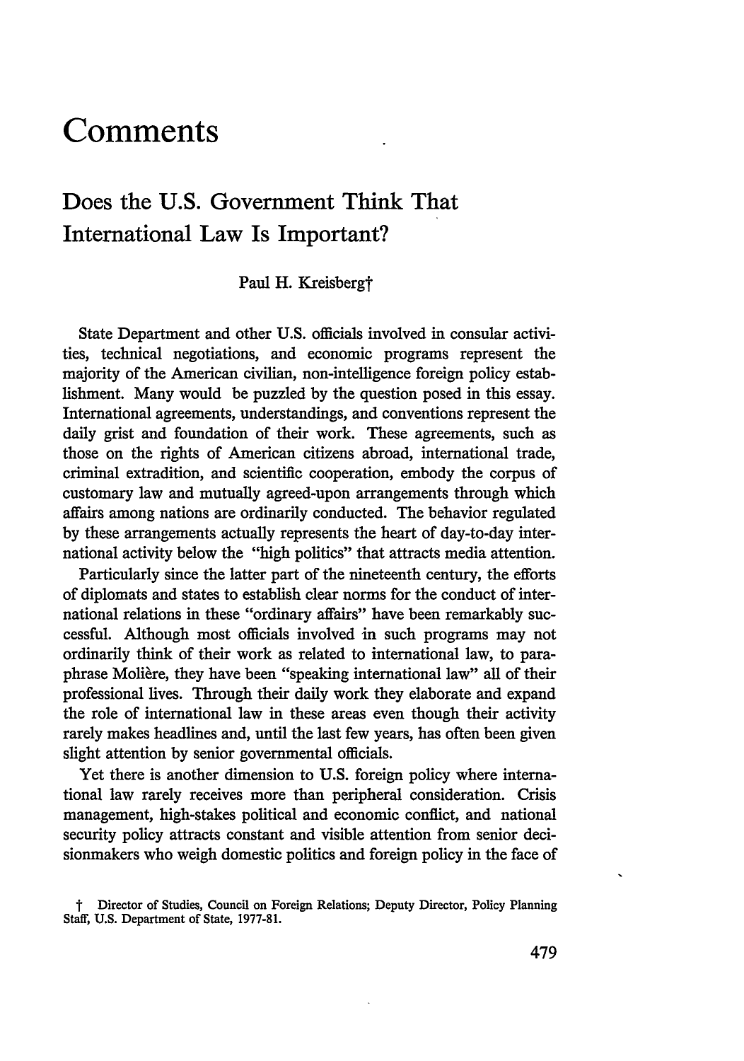# Comments

## Does the U.S. Government Think That International Law Is Important?

Paul H. Kreisberg†

State Department and other U.S. officials involved in consular activities, technical negotiations, and economic programs represent the majority of the American civilian, non-intelligence foreign policy establishment. Many would be puzzled by the question posed in this essay. International agreements, understandings, and conventions represent the daily grist and foundation of their work. These agreements, such as those on the rights of American citizens abroad, international trade, criminal extradition, and scientific cooperation, embody the corpus of customary law and mutually agreed-upon arrangements through which affairs among nations are ordinarily conducted. The behavior regulated by these arrangements actually represents the heart of day-to-day international activity below the "high politics" that attracts media attention.

Particularly since the latter part of the nineteenth century, the efforts of diplomats and states to establish clear norms for the conduct of international relations in these "ordinary affairs" have been remarkably successful. Although most officials involved in such programs may not ordinarily think of their work as related to international law, to paraphrase Molière, they have been "speaking international law" all of their professional lives. Through their daily work they elaborate and expand the role of international law in these areas even though their activity rarely makes headlines and, until the last few years, has often been given slight attention by senior governmental officials.

Yet there is another dimension to U.S. foreign policy where international law rarely receives more than peripheral consideration. Crisis management, high-stakes political and economic conflict, and national security policy attracts constant and visible attention from senior decisionmakers who weigh domestic politics and foreign policy in the face of

† Director of Studies, Council on Foreign Relations; Deputy Director, Policy Planning Staff, U.S. Department of State, 1977-81.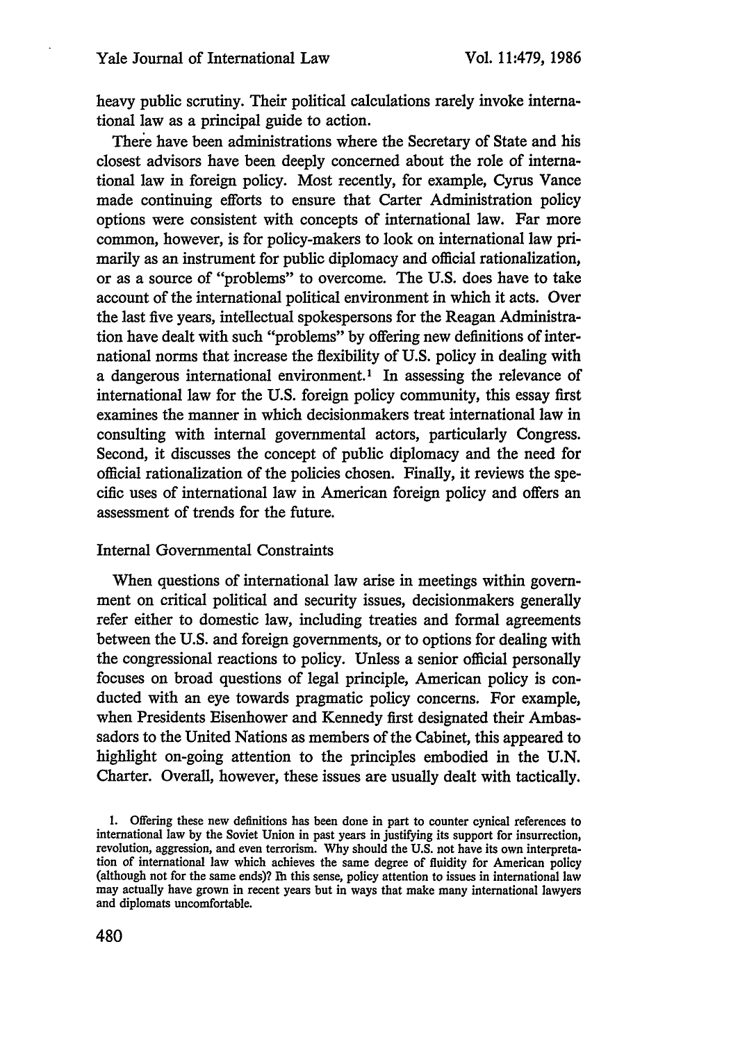heavy public scrutiny. Their political calculations rarely invoke international law as a principal guide to action.

There have been administrations where the Secretary of State and his closest advisors have been deeply concerned about the role of international law in foreign policy. Most recently, for example, Cyrus Vance made continuing efforts to ensure that Carter Administration policy options were consistent with concepts of international law. Far more common, however, is for policy-makers to look on international law primarily as an instrument for public diplomacy and official rationalization, or as a source of "problems" to overcome. The U.S. does have to take account of the international political environment in which it acts. Over the last five years, intellectual spokespersons for the Reagan Administration have dealt with such "problems" by offering new definitions of international norms that increase the flexibility of U.S. policy in dealing with a dangerous international environment.[1] In assessing the relevance of international law for the U.S. foreign policy community, this essay first examines the manner in which decisionmakers treat international law in consulting with internal governmental actors, particularly Congress. Second, it discusses the concept of public diplomacy and the need for official rationalization of the policies chosen. Finally, it reviews the specific uses of international law in American foreign policy and offers an assessment of trends for the future.

## Internal Governmental Constraints

When questions of international law arise in meetings within government on critical political and security issues, decisionmakers generally refer either to domestic law, including treaties and formal agreements between the U.S. and foreign governments, or to options for dealing with the congressional reactions to policy. Unless a senior official personally focuses on broad questions of legal principle, American policy is conducted with an eye towards pragmatic policy concerns. For example, when Presidents Eisenhower and Kennedy first designated their Ambassadors to the United Nations as members of the Cabinet, this appeared to highlight on-going attention to the principles embodied in the U.N. Charter. Overall, however, these issues are usually dealt with tactically.

1. Offering these new definitions has been done in part to counter cynical references to international law by the Soviet Union in past years in justifying its support for insurrection, revolution, aggression, and even terrorism. Why should the U.S. not have its own interpretation of international law which achieves the same degree of fluidity for American policy (although not for the same ends)? In this sense, policy attention to issues in international law may actually have grown in recent years but in ways that make many international lawyers and diplomats uncomfortable.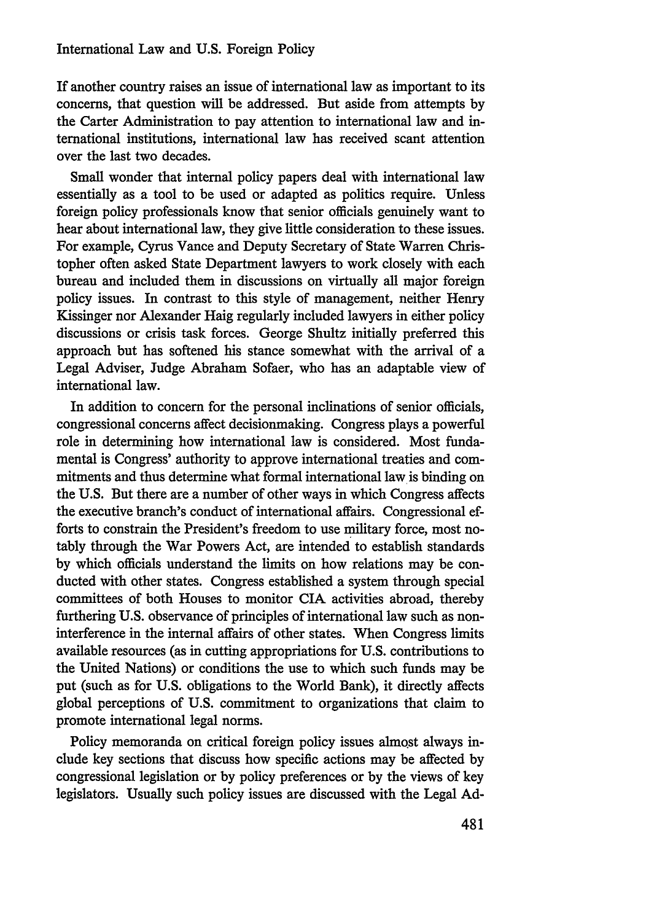If another country raises an issue of international law as important to its concerns, that question will be addressed. But aside from attempts by the Carter Administration to pay attention to international law and international institutions, international law has received scant attention over the last two decades.

Small wonder that internal policy papers deal with international law essentially as a tool to be used or adapted as politics require. Unless foreign policy professionals know that senior officials genuinely want to hear about international law, they give little consideration to these issues. For example, Cyrus Vance and Deputy Secretary of State Warren Christopher often asked State Department lawyers to work closely with each bureau and included them in discussions on virtually all major foreign policy issues. In contrast to this style of management, neither Henry Kissinger nor Alexander Haig regularly included lawyers in either policy discussions or crisis task forces. George Shultz initially preferred this approach but has softened his stance somewhat with the arrival of a Legal Adviser, Judge Abraham Sofaer, who has an adaptable view of international law.

In addition to concern for the personal inclinations of senior officials, congressional concerns affect decisionmaking. Congress plays a powerful role in determining how international law is considered. Most fundamental is Congress' authority to approve international treaties and commitments and thus determine what formal international law is binding on the U.S. But there are a number of other ways in which Congress affects the executive branch's conduct of international affairs. Congressional efforts to constrain the President's freedom to use military force, most notably through the War Powers Act, are intended to establish standards by which officials understand the limits on how relations may be conducted with other states. Congress established a system through special committees of both Houses to monitor CIA activities abroad, thereby furthering U.S. observance of principles of international law such as noninterference in the internal affairs of other states. When Congress limits available resources (as in cutting appropriations for U.S. contributions to the United Nations) or conditions the use to which such funds may be put (such as for U.S. obligations to the World Bank), it directly affects global perceptions of U.S. commitment to organizations that claim to promote international legal norms.

Policy memoranda on critical foreign policy issues almost always include key sections that discuss how specific actions may be affected by congressional legislation or by policy preferences or by the views of key legislators. Usually such policy issues are discussed with the Legal Ad-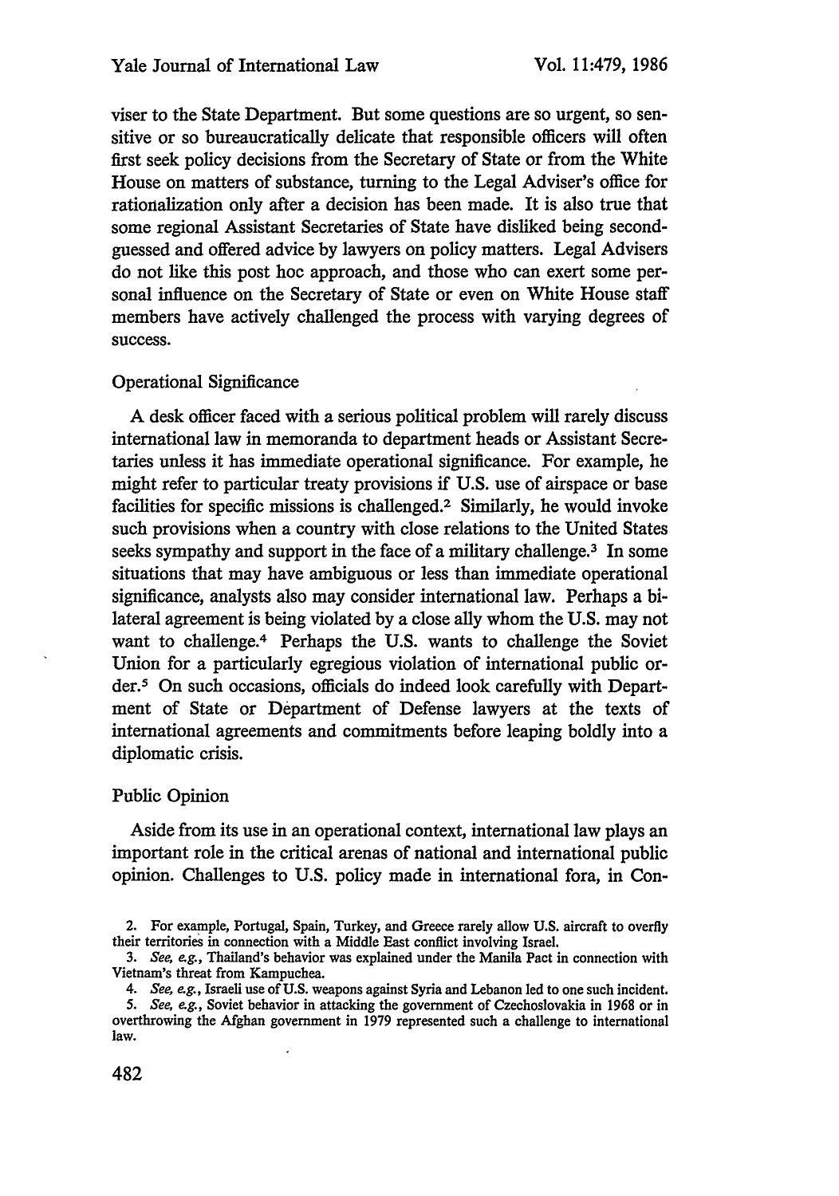viser to the State Department. But some questions are so urgent, so sensitive or so bureaucratically delicate that responsible officers will often first seek policy decisions from the Secretary of State or from the White House on matters of substance, turning to the Legal Adviser's office for rationalization only after a decision has been made. It is also true that some regional Assistant Secretaries of State have disliked being second-guessed and offered advice by lawyers on policy matters. Legal Advisers do not like this post hoc approach, and those who can exert some personal influence on the Secretary of State or even on White House staff members have actively challenged the process with varying degrees of success.

### Operational Significance

A desk officer faced with a serious political problem will rarely discuss international law in memoranda to department heads or Assistant Secretaries unless it has immediate operational significance. For example, he might refer to particular treaty provisions if U.S. use of airspace or base facilities for specific missions is challenged.[2] Similarly, he would invoke such provisions when a country with close relations to the United States seeks sympathy and support in the face of a military challenge.[3] In some situations that may have ambiguous or less than immediate operational significance, analysts also may consider international law. Perhaps a bilateral agreement is being violated by a close ally whom the U.S. may not want to challenge.[4] Perhaps the U.S. wants to challenge the Soviet Union for a particularly egregious violation of international public order.[5] On such occasions, officials do indeed look carefully with Department of State or Department of Defense lawyers at the texts of international agreements and commitments before leaping boldly into a diplomatic crisis.

### Public Opinion

Aside from its use in an operational context, international law plays an important role in the critical arenas of national and international public opinion. Challenges to U.S. policy made in international fora, in Con-

2. For example, Portugal, Spain, Turkey, and Greece rarely allow U.S. aircraft to overfly their territories in connection with a Middle East conflict involving Israel.

3. *See, e.g.*, Thailand's behavior was explained under the Manila Pact in connection with Vietnam's threat from Kampuchea.

4. *See, e.g.*, Israeli use of U.S. weapons against Syria and Lebanon led to one such incident.

5. *See, e.g.*, Soviet behavior in attacking the government of Czechoslovakia in 1968 or in overthrowing the Afghan government in 1979 represented such a challenge to international law.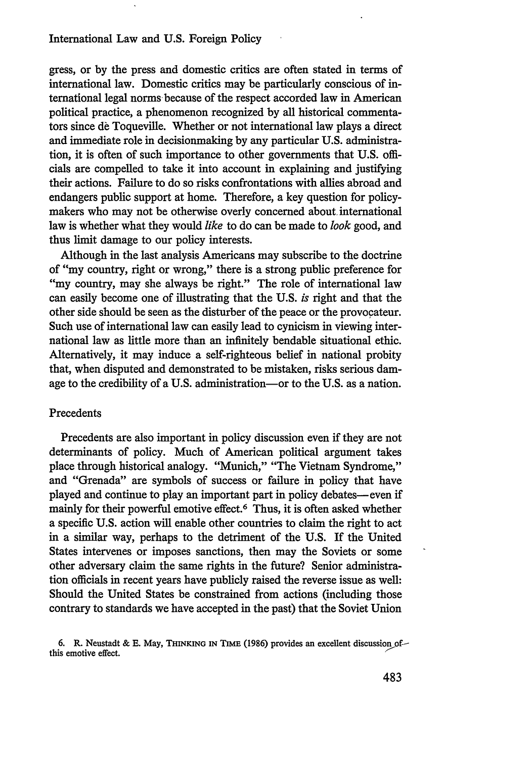gress, or by the press and domestic critics are often stated in terms of international law. Domestic critics may be particularly conscious of international legal norms because of the respect accorded law in American political practice, a phenomenon recognized by all historical commentators since dè Toqueville. Whether or not international law plays a direct and immediate role in decisionmaking by any particular U.S. administration, it is often of such importance to other governments that U.S. officials are compelled to take it into account in explaining and justifying their actions. Failure to do so risks confrontations with allies abroad and endangers public support at home. Therefore, a key question for policymakers who may not be otherwise overly concerned about international law is whether what they would *like* to do can be made to *look* good, and thus limit damage to our policy interests.

Although in the last analysis Americans may subscribe to the doctrine of "my country, right or wrong," there is a strong public preference for "my country, may she always be right." The role of international law can easily become one of illustrating that the U.S. *is* right and that the other side should be seen as the disturber of the peace or the provoçateur. Such use of international law can easily lead to cynicism in viewing international law as little more than an infinitely bendable situational ethic. Alternatively, it may induce a self-righteous belief in national probity that, when disputed and demonstrated to be mistaken, risks serious damage to the credibility of a U.S. administration—or to the U.S. as a nation.

## Precedents

Precedents are also important in policy discussion even if they are not determinants of policy. Much of American political argument takes place through historical analogy. "Munich," "The Vietnam Syndrome," and "Grenada" are symbols of success or failure in policy that have played and continue to play an important part in policy debates—even if mainly for their powerful emotive effect.[6] Thus, it is often asked whether a specific U.S. action will enable other countries to claim the right to act in a similar way, perhaps to the detriment of the U.S. If the United States intervenes or imposes sanctions, then may the Soviets or some other adversary claim the same rights in the future? Senior administration officials in recent years have publicly raised the reverse issue as well: Should the United States be constrained from actions (including those contrary to standards we have accepted in the past) that the Soviet Union

6. R. Neustadt & E. May, THINKING IN TIME (1986) provides an excellent discussion of this emotive effect.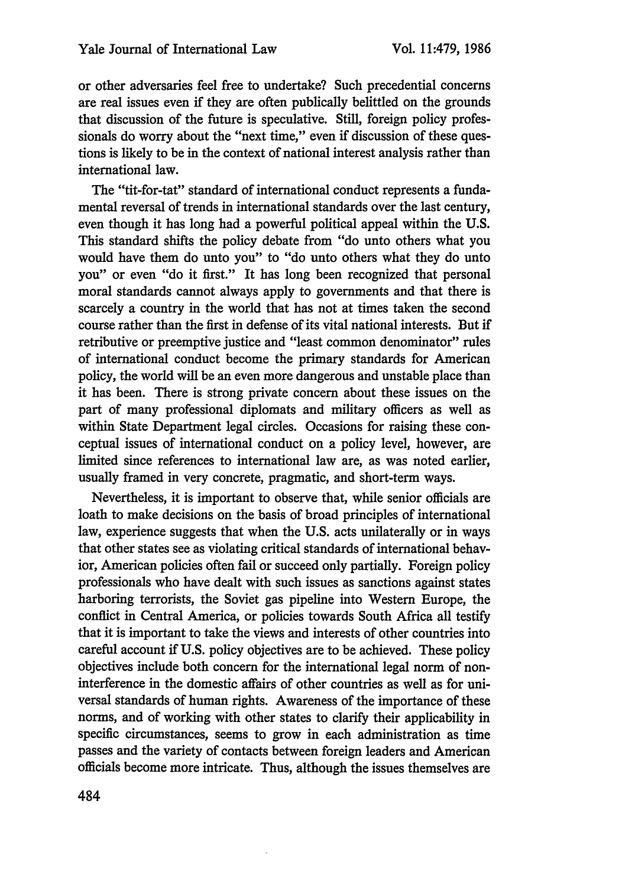or other adversaries feel free to undertake? Such precedential concerns are real issues even if they are often publically belittled on the grounds that discussion of the future is speculative. Still, foreign policy professionals do worry about the "next time," even if discussion of these questions is likely to be in the context of national interest analysis rather than international law.

The "tit-for-tat" standard of international conduct represents a fundamental reversal of trends in international standards over the last century, even though it has long had a powerful political appeal within the U.S. This standard shifts the policy debate from "do unto others what you would have them do unto you" to "do unto others what they do unto you" or even "do it first." It has long been recognized that personal moral standards cannot always apply to governments and that there is scarcely a country in the world that has not at times taken the second course rather than the first in defense of its vital national interests. But if retributive or preemptive justice and "least common denominator" rules of international conduct become the primary standards for American policy, the world will be an even more dangerous and unstable place than it has been. There is strong private concern about these issues on the part of many professional diplomats and military officers as well as within State Department legal circles. Occasions for raising these conceptual issues of international conduct on a policy level, however, are limited since references to international law are, as was noted earlier, usually framed in very concrete, pragmatic, and short-term ways.

Nevertheless, it is important to observe that, while senior officials are loath to make decisions on the basis of broad principles of international law, experience suggests that when the U.S. acts unilaterally or in ways that other states see as violating critical standards of international behavior, American policies often fail or succeed only partially. Foreign policy professionals who have dealt with such issues as sanctions against states harboring terrorists, the Soviet gas pipeline into Western Europe, the conflict in Central America, or policies towards South Africa all testify that it is important to take the views and interests of other countries into careful account if U.S. policy objectives are to be achieved. These policy objectives include both concern for the international legal norm of non-interference in the domestic affairs of other countries as well as for universal standards of human rights. Awareness of the importance of these norms, and of working with other states to clarify their applicability in specific circumstances, seems to grow in each administration as time passes and the variety of contacts between foreign leaders and American officials become more intricate. Thus, although the issues themselves are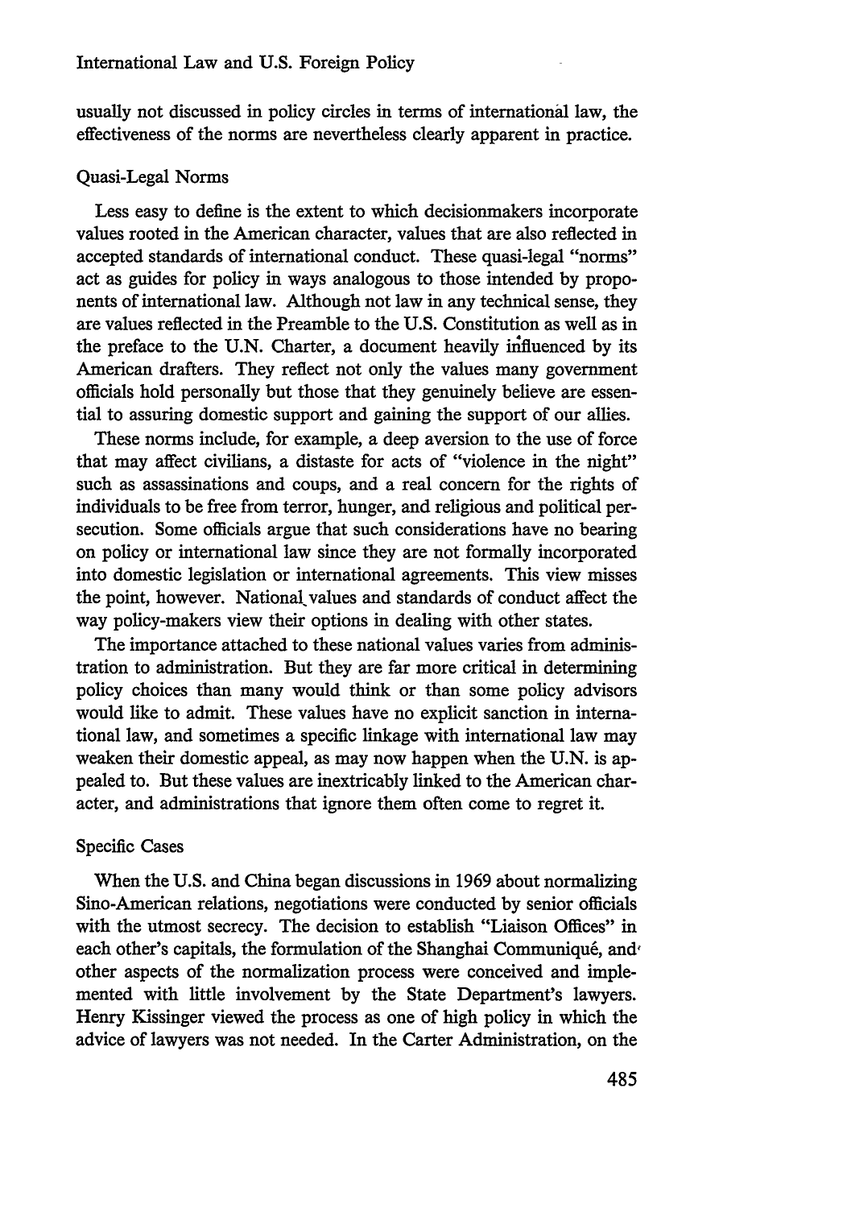usually not discussed in policy circles in terms of international law, the effectiveness of the norms are nevertheless clearly apparent in practice.

### Quasi-Legal Norms

Less easy to define is the extent to which decisionmakers incorporate values rooted in the American character, values that are also reflected in accepted standards of international conduct. These quasi-legal "norms" act as guides for policy in ways analogous to those intended by proponents of international law. Although not law in any technical sense, they are values reflected in the Preamble to the U.S. Constitution as well as in the preface to the U.N. Charter, a document heavily influenced by its American drafters. They reflect not only the values many government officials hold personally but those that they genuinely believe are essential to assuring domestic support and gaining the support of our allies.

These norms include, for example, a deep aversion to the use of force that may affect civilians, a distaste for acts of "violence in the night" such as assassinations and coups, and a real concern for the rights of individuals to be free from terror, hunger, and religious and political persecution. Some officials argue that such considerations have no bearing on policy or international law since they are not formally incorporated into domestic legislation or international agreements. This view misses the point, however. National values and standards of conduct affect the way policy-makers view their options in dealing with other states.

The importance attached to these national values varies from administration to administration. But they are far more critical in determining policy choices than many would think or than some policy advisors would like to admit. These values have no explicit sanction in international law, and sometimes a specific linkage with international law may weaken their domestic appeal, as may now happen when the U.N. is appealed to. But these values are inextricably linked to the American character, and administrations that ignore them often come to regret it.

### Specific Cases

When the U.S. and China began discussions in 1969 about normalizing Sino-American relations, negotiations were conducted by senior officials with the utmost secrecy. The decision to establish "Liaison Offices" in each other's capitals, the formulation of the Shanghai Communiqué, and other aspects of the normalization process were conceived and implemented with little involvement by the State Department's lawyers. Henry Kissinger viewed the process as one of high policy in which the advice of lawyers was not needed. In the Carter Administration, on the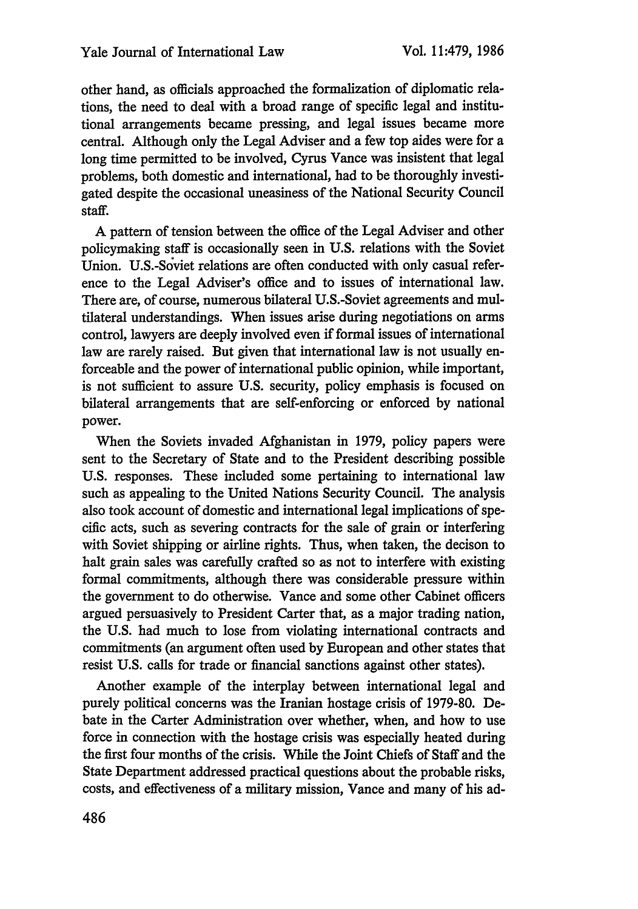other hand, as officials approached the formalization of diplomatic relations, the need to deal with a broad range of specific legal and institutional arrangements became pressing, and legal issues became more central. Although only the Legal Adviser and a few top aides were for a long time permitted to be involved, Cyrus Vance was insistent that legal problems, both domestic and international, had to be thoroughly investigated despite the occasional uneasiness of the National Security Council staff.

A pattern of tension between the office of the Legal Adviser and other policymaking staff is occasionally seen in U.S. relations with the Soviet Union. U.S.-Soviet relations are often conducted with only casual reference to the Legal Adviser's office and to issues of international law. There are, of course, numerous bilateral U.S.-Soviet agreements and multilateral understandings. When issues arise during negotiations on arms control, lawyers are deeply involved even if formal issues of international law are rarely raised. But given that international law is not usually enforceable and the power of international public opinion, while important, is not sufficient to assure U.S. security, policy emphasis is focused on bilateral arrangements that are self-enforcing or enforced by national power.

When the Soviets invaded Afghanistan in 1979, policy papers were sent to the Secretary of State and to the President describing possible U.S. responses. These included some pertaining to international law such as appealing to the United Nations Security Council. The analysis also took account of domestic and international legal implications of specific acts, such as severing contracts for the sale of grain or interfering with Soviet shipping or airline rights. Thus, when taken, the decison to halt grain sales was carefully crafted so as not to interfere with existing formal commitments, although there was considerable pressure within the government to do otherwise. Vance and some other Cabinet officers argued persuasively to President Carter that, as a major trading nation, the U.S. had much to lose from violating international contracts and commitments (an argument often used by European and other states that resist U.S. calls for trade or financial sanctions against other states).

Another example of the interplay between international legal and purely political concerns was the Iranian hostage crisis of 1979-80. Debate in the Carter Administration over whether, when, and how to use force in connection with the hostage crisis was especially heated during the first four months of the crisis. While the Joint Chiefs of Staff and the State Department addressed practical questions about the probable risks, costs, and effectiveness of a military mission, Vance and many of his ad-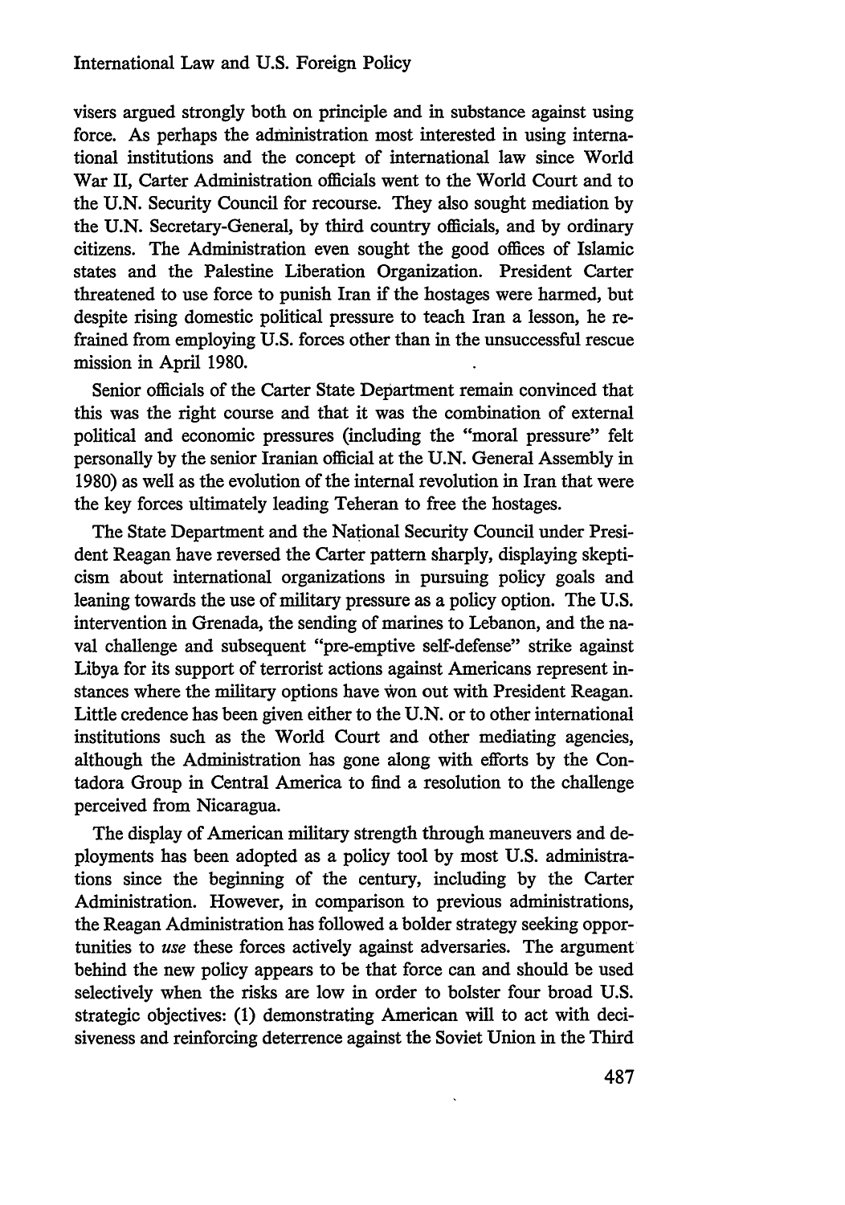visers argued strongly both on principle and in substance against using force. As perhaps the administration most interested in using international institutions and the concept of international law since World War II, Carter Administration officials went to the World Court and to the U.N. Security Council for recourse. They also sought mediation by the U.N. Secretary-General, by third country officials, and by ordinary citizens. The Administration even sought the good offices of Islamic states and the Palestine Liberation Organization. President Carter threatened to use force to punish Iran if the hostages were harmed, but despite rising domestic political pressure to teach Iran a lesson, he refrained from employing U.S. forces other than in the unsuccessful rescue mission in April 1980.

Senior officials of the Carter State Department remain convinced that this was the right course and that it was the combination of external political and economic pressures (including the "moral pressure" felt personally by the senior Iranian official at the U.N. General Assembly in 1980) as well as the evolution of the internal revolution in Iran that were the key forces ultimately leading Teheran to free the hostages.

The State Department and the National Security Council under President Reagan have reversed the Carter pattern sharply, displaying skepticism about international organizations in pursuing policy goals and leaning towards the use of military pressure as a policy option. The U.S. intervention in Grenada, the sending of marines to Lebanon, and the naval challenge and subsequent "pre-emptive self-defense" strike against Libya for its support of terrorist actions against Americans represent instances where the military options have won out with President Reagan. Little credence has been given either to the U.N. or to other international institutions such as the World Court and other mediating agencies, although the Administration has gone along with efforts by the Contadora Group in Central America to find a resolution to the challenge perceived from Nicaragua.

The display of American military strength through maneuvers and deployments has been adopted as a policy tool by most U.S. administrations since the beginning of the century, including by the Carter Administration. However, in comparison to previous administrations, the Reagan Administration has followed a bolder strategy seeking opportunities to *use* these forces actively against adversaries. The argument behind the new policy appears to be that force can and should be used selectively when the risks are low in order to bolster four broad U.S. strategic objectives: (1) demonstrating American will to act with decisiveness and reinforcing deterrence against the Soviet Union in the Third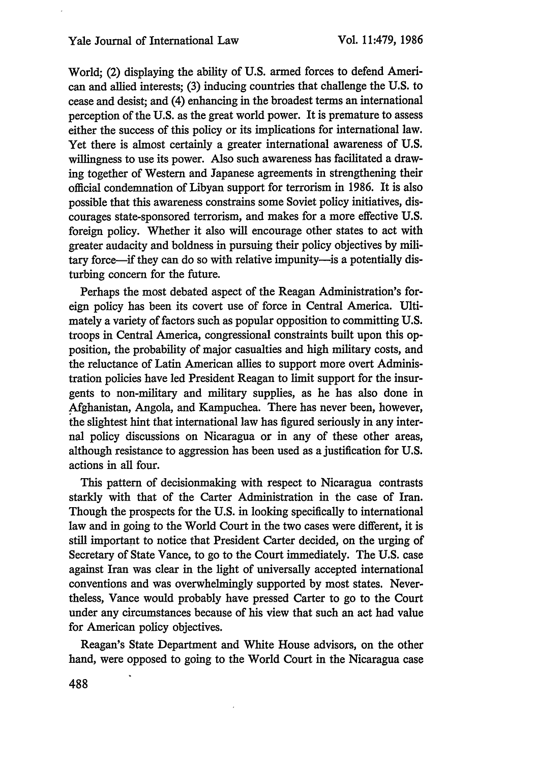World; (2) displaying the ability of U.S. armed forces to defend American and allied interests; (3) inducing countries that challenge the U.S. to cease and desist; and (4) enhancing in the broadest terms an international perception of the U.S. as the great world power. It is premature to assess either the success of this policy or its implications for international law. Yet there is almost certainly a greater international awareness of U.S. willingness to use its power. Also such awareness has facilitated a drawing together of Western and Japanese agreements in strengthening their official condemnation of Libyan support for terrorism in 1986. It is also possible that this awareness constrains some Soviet policy initiatives, discourages state-sponsored terrorism, and makes for a more effective U.S. foreign policy. Whether it also will encourage other states to act with greater audacity and boldness in pursuing their policy objectives by military force—if they can do so with relative impunity—is a potentially disturbing concern for the future.

Perhaps the most debated aspect of the Reagan Administration's foreign policy has been its covert use of force in Central America. Ultimately a variety of factors such as popular opposition to committing U.S. troops in Central America, congressional constraints built upon this opposition, the probability of major casualties and high military costs, and the reluctance of Latin American allies to support more overt Administration policies have led President Reagan to limit support for the insurgents to non-military and military supplies, as he has also done in Afghanistan, Angola, and Kampuchea. There has never been, however, the slightest hint that international law has figured seriously in any internal policy discussions on Nicaragua or in any of these other areas, although resistance to aggression has been used as a justification for U.S. actions in all four.

This pattern of decisionmaking with respect to Nicaragua contrasts starkly with that of the Carter Administration in the case of Iran. Though the prospects for the U.S. in looking specifically to international law and in going to the World Court in the two cases were different, it is still important to notice that President Carter decided, on the urging of Secretary of State Vance, to go to the Court immediately. The U.S. case against Iran was clear in the light of universally accepted international conventions and was overwhelmingly supported by most states. Nevertheless, Vance would probably have pressed Carter to go to the Court under any circumstances because of his view that such an act had value for American policy objectives.

Reagan's State Department and White House advisors, on the other hand, were opposed to going to the World Court in the Nicaragua case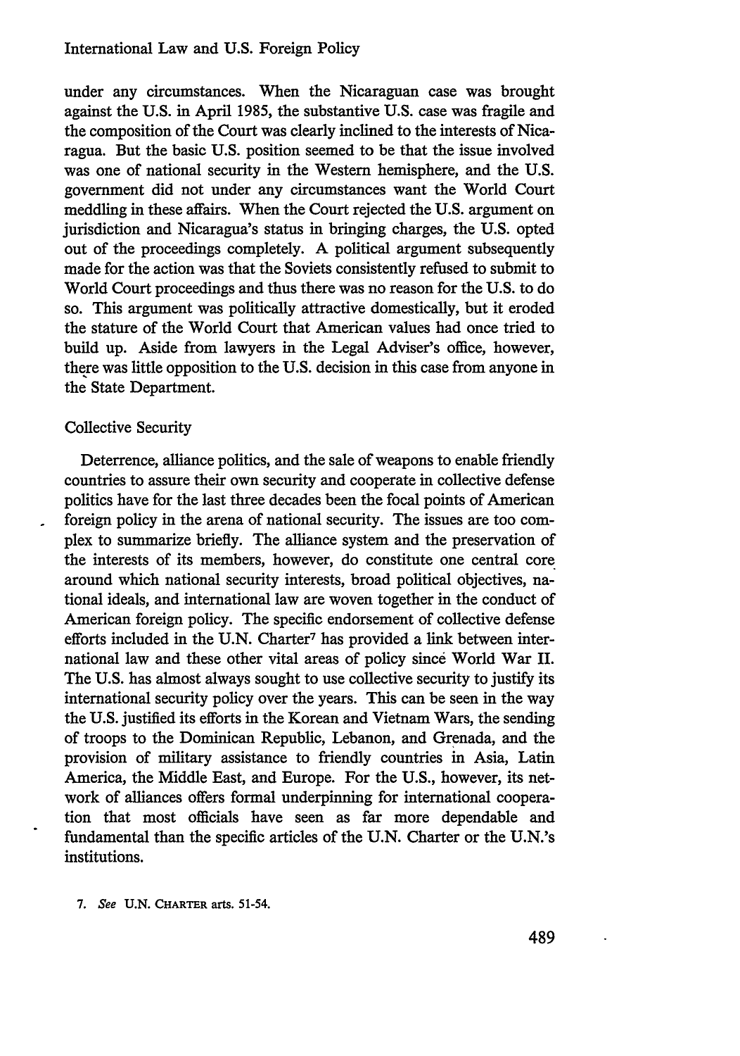under any circumstances. When the Nicaraguan case was brought against the U.S. in April 1985, the substantive U.S. case was fragile and the composition of the Court was clearly inclined to the interests of Nicaragua. But the basic U.S. position seemed to be that the issue involved was one of national security in the Western hemisphere, and the U.S. government did not under any circumstances want the World Court meddling in these affairs. When the Court rejected the U.S. argument on jurisdiction and Nicaragua's status in bringing charges, the U.S. opted out of the proceedings completely. A political argument subsequently made for the action was that the Soviets consistently refused to submit to World Court proceedings and thus there was no reason for the U.S. to do so. This argument was politically attractive domestically, but it eroded the stature of the World Court that American values had once tried to build up. Aside from lawyers in the Legal Adviser's office, however, there was little opposition to the U.S. decision in this case from anyone in the State Department.

## Collective Security

Deterrence, alliance politics, and the sale of weapons to enable friendly countries to assure their own security and cooperate in collective defense politics have for the last three decades been the focal points of American foreign policy in the arena of national security. The issues are too complex to summarize briefly. The alliance system and the preservation of the interests of its members, however, do constitute one central core around which national security interests, broad political objectives, national ideals, and international law are woven together in the conduct of American foreign policy. The specific endorsement of collective defense efforts included in the U.N. Charter[7] has provided a link between international law and these other vital areas of policy since World War II. The U.S. has almost always sought to use collective security to justify its international security policy over the years. This can be seen in the way the U.S. justified its efforts in the Korean and Vietnam Wars, the sending of troops to the Dominican Republic, Lebanon, and Grenada, and the provision of military assistance to friendly countries in Asia, Latin America, the Middle East, and Europe. For the U.S., however, its network of alliances offers formal underpinning for international cooperation that most officials have seen as far more dependable and fundamental than the specific articles of the U.N. Charter or the U.N.'s institutions.

7. *See* U.N. CHARTER arts. 51-54.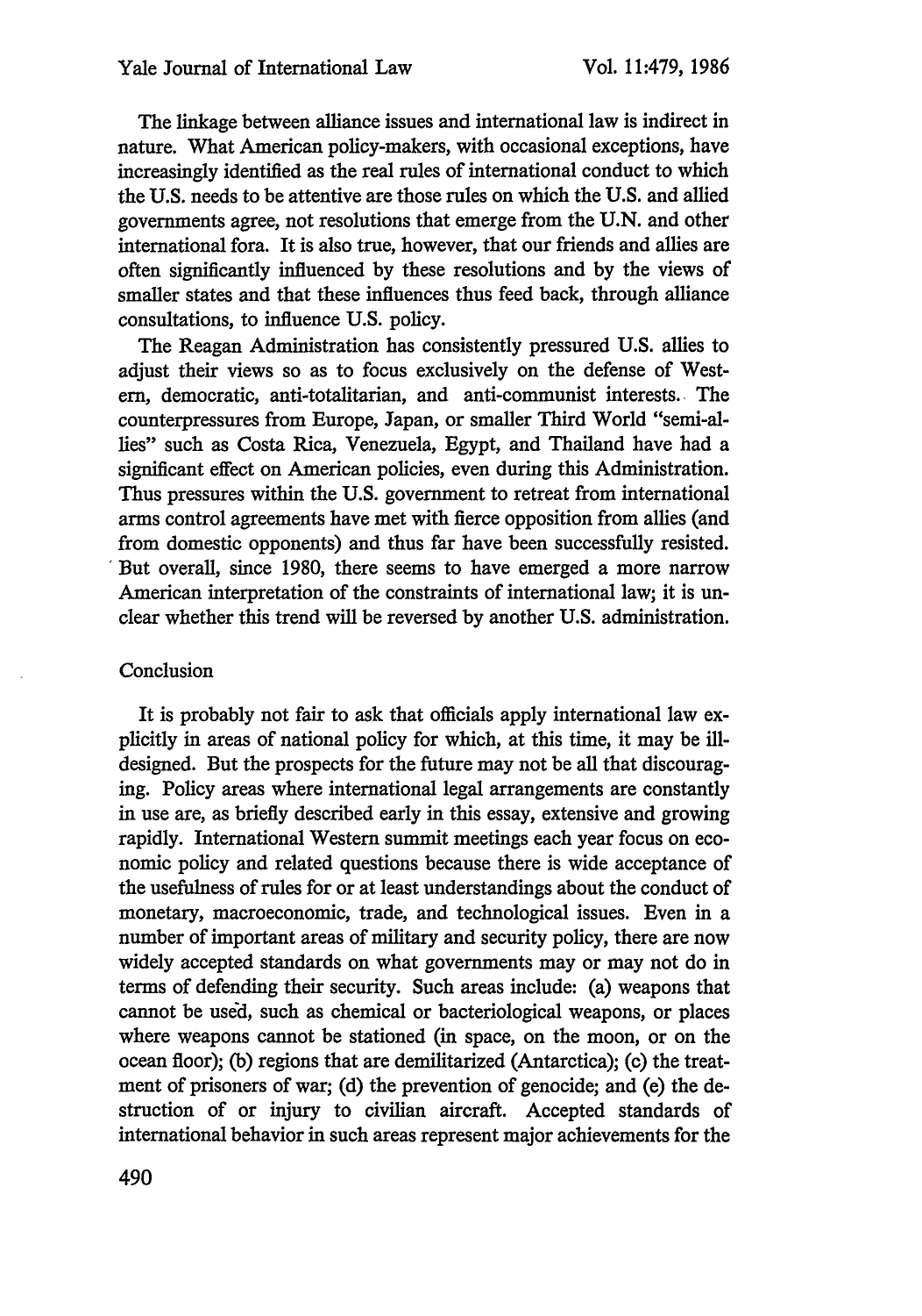The linkage between alliance issues and international law is indirect in nature. What American policy-makers, with occasional exceptions, have increasingly identified as the real rules of international conduct to which the U.S. needs to be attentive are those rules on which the U.S. and allied governments agree, not resolutions that emerge from the U.N. and other international fora. It is also true, however, that our friends and allies are often significantly influenced by these resolutions and by the views of smaller states and that these influences thus feed back, through alliance consultations, to influence U.S. policy.

The Reagan Administration has consistently pressured U.S. allies to adjust their views so as to focus exclusively on the defense of Western, democratic, anti-totalitarian, and anti-communist interests. The counterpressures from Europe, Japan, or smaller Third World "semi-allies" such as Costa Rica, Venezuela, Egypt, and Thailand have had a significant effect on American policies, even during this Administration. Thus pressures within the U.S. government to retreat from international arms control agreements have met with fierce opposition from allies (and from domestic opponents) and thus far have been successfully resisted. But overall, since 1980, there seems to have emerged a more narrow American interpretation of the constraints of international law; it is unclear whether this trend will be reversed by another U.S. administration.

## Conclusion

It is probably not fair to ask that officials apply international law explicitly in areas of national policy for which, at this time, it may be ill-designed. But the prospects for the future may not be all that discouraging. Policy areas where international legal arrangements are constantly in use are, as briefly described early in this essay, extensive and growing rapidly. International Western summit meetings each year focus on economic policy and related questions because there is wide acceptance of the usefulness of rules for or at least understandings about the conduct of monetary, macroeconomic, trade, and technological issues. Even in a number of important areas of military and security policy, there are now widely accepted standards on what governments may or may not do in terms of defending their security. Such areas include: (a) weapons that cannot be used, such as chemical or bacteriological weapons, or places where weapons cannot be stationed (in space, on the moon, or on the ocean floor); (b) regions that are demilitarized (Antarctica); (c) the treatment of prisoners of war; (d) the prevention of genocide; and (e) the destruction of or injury to civilian aircraft. Accepted standards of international behavior in such areas represent major achievements for the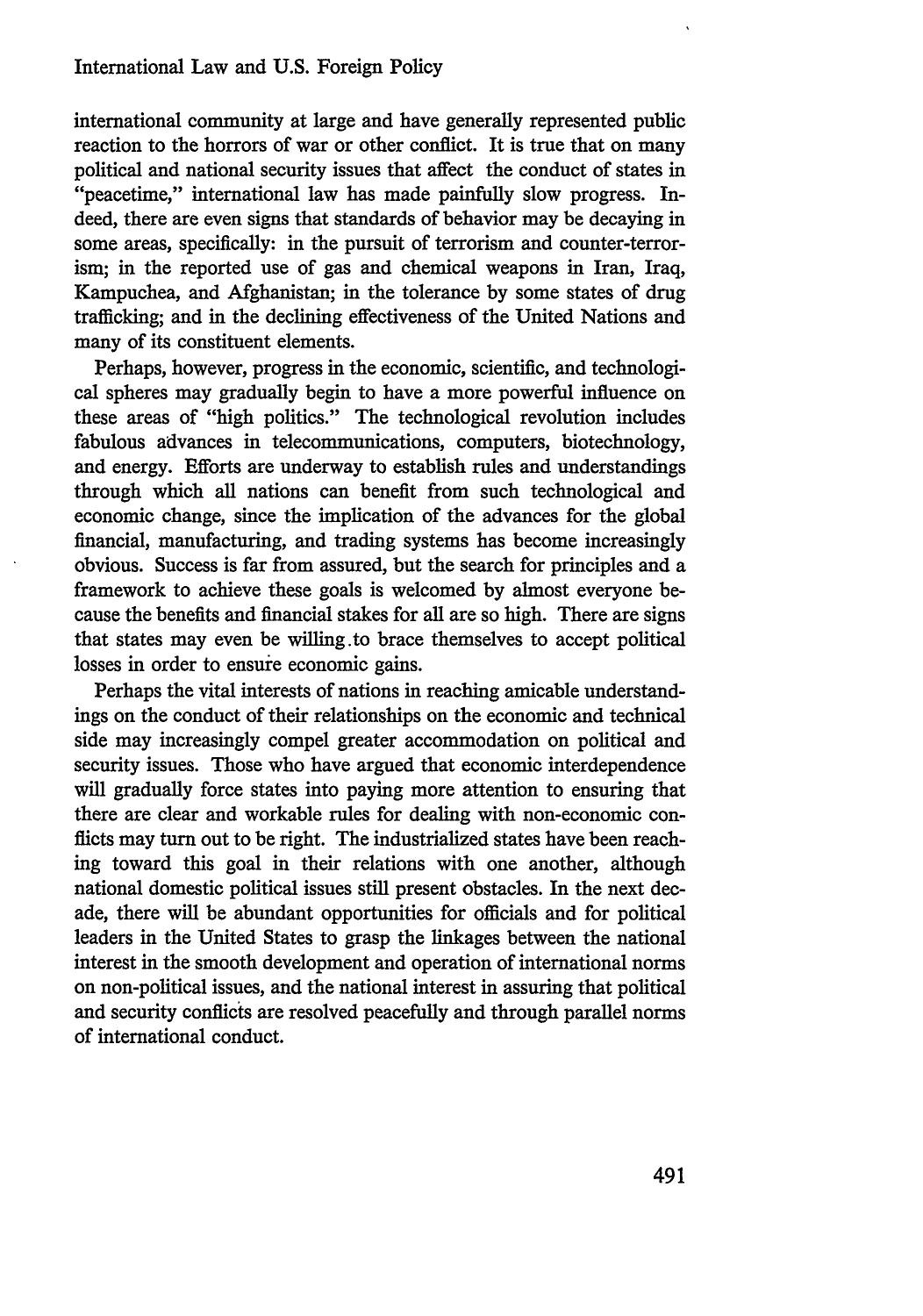international community at large and have generally represented public reaction to the horrors of war or other conflict. It is true that on many political and national security issues that affect the conduct of states in "peacetime," international law has made painfully slow progress. Indeed, there are even signs that standards of behavior may be decaying in some areas, specifically: in the pursuit of terrorism and counter-terrorism; in the reported use of gas and chemical weapons in Iran, Iraq, Kampuchea, and Afghanistan; in the tolerance by some states of drug trafficking; and in the declining effectiveness of the United Nations and many of its constituent elements.

Perhaps, however, progress in the economic, scientific, and technological spheres may gradually begin to have a more powerful influence on these areas of "high politics." The technological revolution includes fabulous advances in telecommunications, computers, biotechnology, and energy. Efforts are underway to establish rules and understandings through which all nations can benefit from such technological and economic change, since the implication of the advances for the global financial, manufacturing, and trading systems has become increasingly obvious. Success is far from assured, but the search for principles and a framework to achieve these goals is welcomed by almost everyone because the benefits and financial stakes for all are so high. There are signs that states may even be willing to brace themselves to accept political losses in order to ensure economic gains.

Perhaps the vital interests of nations in reaching amicable understandings on the conduct of their relationships on the economic and technical side may increasingly compel greater accommodation on political and security issues. Those who have argued that economic interdependence will gradually force states into paying more attention to ensuring that there are clear and workable rules for dealing with non-economic conflicts may turn out to be right. The industrialized states have been reaching toward this goal in their relations with one another, although national domestic political issues still present obstacles. In the next decade, there will be abundant opportunities for officials and for political leaders in the United States to grasp the linkages between the national interest in the smooth development and operation of international norms on non-political issues, and the national interest in assuring that political and security conflicts are resolved peacefully and through parallel norms of international conduct.